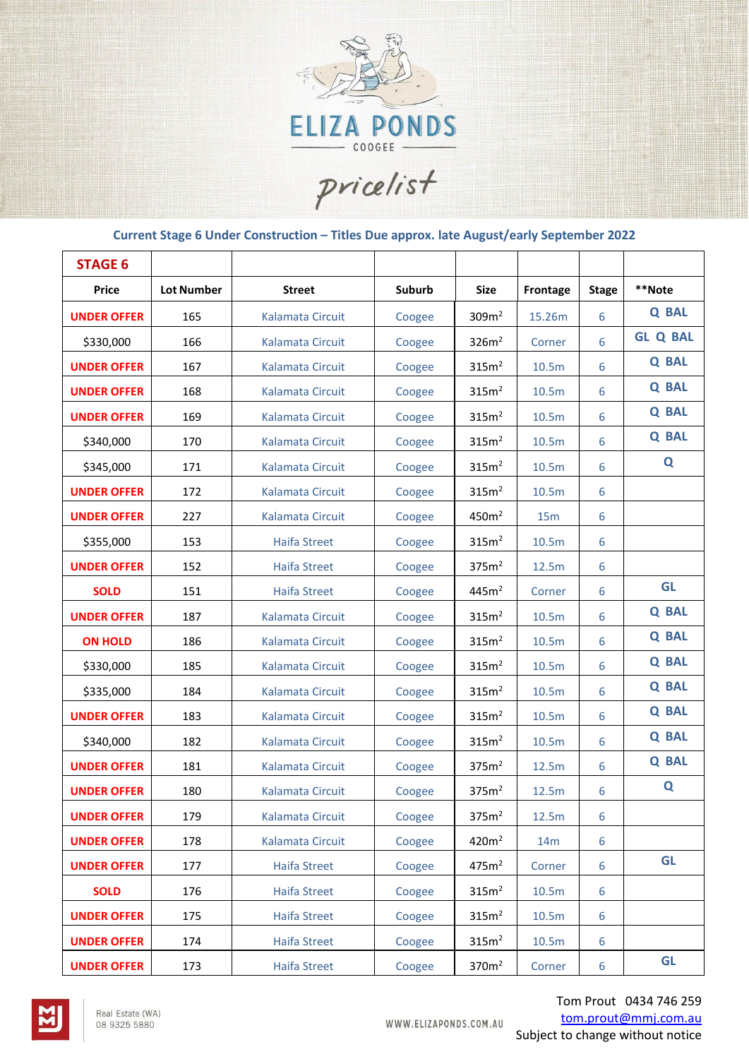# ELIZA PONDS

COOGEE

*pricelist*

**Current Stage 6 Under Construction – Titles Due approx. late August/early September 2022**

| STAGE 6 | | | | | | | |
|---|---|---|---|---|---|---|---|
| **Price** | **Lot Number** | **Street** | **Suburb** | **Size** | **Frontage** | **Stage** | **\*\*Note** |
| **UNDER OFFER** | 165 | Kalamata Circuit | Coogee | 309m² | 15.26m | 6 | **Q BAL** |
| $330,000 | 166 | Kalamata Circuit | Coogee | 326m² | Corner | 6 | **GL Q BAL** |
| **UNDER OFFER** | 167 | Kalamata Circuit | Coogee | 315m² | 10.5m | 6 | **Q BAL** |
| **UNDER OFFER** | 168 | Kalamata Circuit | Coogee | 315m² | 10.5m | 6 | **Q BAL** |
| **UNDER OFFER** | 169 | Kalamata Circuit | Coogee | 315m² | 10.5m | 6 | **Q BAL** |
| $340,000 | 170 | Kalamata Circuit | Coogee | 315m² | 10.5m | 6 | **Q BAL** |
| $345,000 | 171 | Kalamata Circuit | Coogee | 315m² | 10.5m | 6 | **Q** |
| **UNDER OFFER** | 172 | Kalamata Circuit | Coogee | 315m² | 10.5m | 6 | |
| **UNDER OFFER** | 227 | Kalamata Circuit | Coogee | 450m² | 15m | 6 | |
| $355,000 | 153 | Haifa Street | Coogee | 315m² | 10.5m | 6 | |
| **UNDER OFFER** | 152 | Haifa Street | Coogee | 375m² | 12.5m | 6 | |
| **SOLD** | 151 | Haifa Street | Coogee | 445m² | Corner | 6 | **GL** |
| **UNDER OFFER** | 187 | Kalamata Circuit | Coogee | 315m² | 10.5m | 6 | **Q BAL** |
| **ON HOLD** | 186 | Kalamata Circuit | Coogee | 315m² | 10.5m | 6 | **Q BAL** |
| $330,000 | 185 | Kalamata Circuit | Coogee | 315m² | 10.5m | 6 | **Q BAL** |
| $335,000 | 184 | Kalamata Circuit | Coogee | 315m² | 10.5m | 6 | **Q BAL** |
| **UNDER OFFER** | 183 | Kalamata Circuit | Coogee | 315m² | 10.5m | 6 | **Q BAL** |
| $340,000 | 182 | Kalamata Circuit | Coogee | 315m² | 10.5m | 6 | **Q BAL** |
| **UNDER OFFER** | 181 | Kalamata Circuit | Coogee | 375m² | 12.5m | 6 | **Q BAL** |
| **UNDER OFFER** | 180 | Kalamata Circuit | Coogee | 375m² | 12.5m | 6 | **Q** |
| **UNDER OFFER** | 179 | Kalamata Circuit | Coogee | 375m² | 12.5m | 6 | |
| **UNDER OFFER** | 178 | Kalamata Circuit | Coogee | 420m² | 14m | 6 | |
| **UNDER OFFER** | 177 | Haifa Street | Coogee | 475m² | Corner | 6 | **GL** |
| **SOLD** | 176 | Haifa Street | Coogee | 315m² | 10.5m | 6 | |
| **UNDER OFFER** | 175 | Haifa Street | Coogee | 315m² | 10.5m | 6 | |
| **UNDER OFFER** | 174 | Haifa Street | Coogee | 315m² | 10.5m | 6 | |
| **UNDER OFFER** | 173 | Haifa Street | Coogee | 370m² | Corner | 6 | **GL** |

Real Estate (WA) 08 9325 5880

WWW.ELIZAPONDS.COM.AU

Tom Prout 0434 746 259
tom.prout@mmj.com.au
Subject to change without notice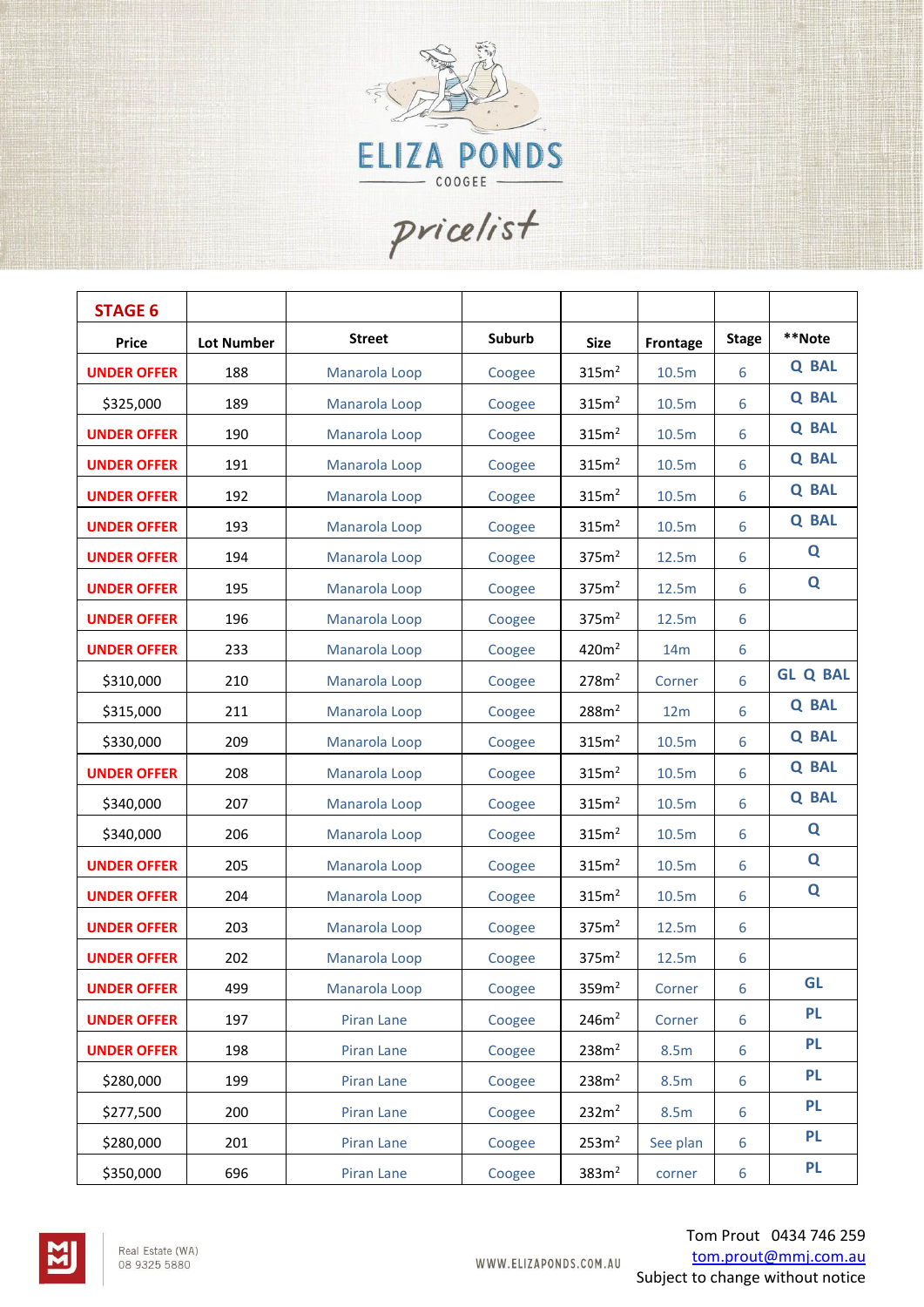# ELIZA PONDS

COOGEE

*pricelist*

| STAGE 6 | | | | | | | |
|---|---|---|---|---|---|---|---|
| **Price** | **Lot Number** | **Street** | **Suburb** | **Size** | **Frontage** | **Stage** | **\*\*Note** |
| **UNDER OFFER** | 188 | Manarola Loop | Coogee | 315m$^2$ | 10.5m | 6 | **Q BAL** |
| $325,000 | 189 | Manarola Loop | Coogee | 315m$^2$ | 10.5m | 6 | **Q BAL** |
| **UNDER OFFER** | 190 | Manarola Loop | Coogee | 315m$^2$ | 10.5m | 6 | **Q BAL** |
| **UNDER OFFER** | 191 | Manarola Loop | Coogee | 315m$^2$ | 10.5m | 6 | **Q BAL** |
| **UNDER OFFER** | 192 | Manarola Loop | Coogee | 315m$^2$ | 10.5m | 6 | **Q BAL** |
| **UNDER OFFER** | 193 | Manarola Loop | Coogee | 315m$^2$ | 10.5m | 6 | **Q BAL** |
| **UNDER OFFER** | 194 | Manarola Loop | Coogee | 375m$^2$ | 12.5m | 6 | **Q** |
| **UNDER OFFER** | 195 | Manarola Loop | Coogee | 375m$^2$ | 12.5m | 6 | **Q** |
| **UNDER OFFER** | 196 | Manarola Loop | Coogee | 375m$^2$ | 12.5m | 6 | |
| **UNDER OFFER** | 233 | Manarola Loop | Coogee | 420m$^2$ | 14m | 6 | |
| $310,000 | 210 | Manarola Loop | Coogee | 278m$^2$ | Corner | 6 | **GL Q BAL** |
| $315,000 | 211 | Manarola Loop | Coogee | 288m$^2$ | 12m | 6 | **Q BAL** |
| $330,000 | 209 | Manarola Loop | Coogee | 315m$^2$ | 10.5m | 6 | **Q BAL** |
| **UNDER OFFER** | 208 | Manarola Loop | Coogee | 315m$^2$ | 10.5m | 6 | **Q BAL** |
| $340,000 | 207 | Manarola Loop | Coogee | 315m$^2$ | 10.5m | 6 | **Q BAL** |
| $340,000 | 206 | Manarola Loop | Coogee | 315m$^2$ | 10.5m | 6 | **Q** |
| **UNDER OFFER** | 205 | Manarola Loop | Coogee | 315m$^2$ | 10.5m | 6 | **Q** |
| **UNDER OFFER** | 204 | Manarola Loop | Coogee | 315m$^2$ | 10.5m | 6 | **Q** |
| **UNDER OFFER** | 203 | Manarola Loop | Coogee | 375m$^2$ | 12.5m | 6 | |
| **UNDER OFFER** | 202 | Manarola Loop | Coogee | 375m$^2$ | 12.5m | 6 | |
| **UNDER OFFER** | 499 | Manarola Loop | Coogee | 359m$^2$ | Corner | 6 | **GL** |
| **UNDER OFFER** | 197 | Piran Lane | Coogee | 246m$^2$ | Corner | 6 | **PL** |
| **UNDER OFFER** | 198 | Piran Lane | Coogee | 238m$^2$ | 8.5m | 6 | **PL** |
| $280,000 | 199 | Piran Lane | Coogee | 238m$^2$ | 8.5m | 6 | **PL** |
| $277,500 | 200 | Piran Lane | Coogee | 232m$^2$ | 8.5m | 6 | **PL** |
| $280,000 | 201 | Piran Lane | Coogee | 253m$^2$ | See plan | 6 | **PL** |
| $350,000 | 696 | Piran Lane | Coogee | 383m$^2$ | corner | 6 | **PL** |

Real Estate (WA)
08 9325 5880

WWW.ELIZAPONDS.COM.AU

Tom Prout 0434 746 259
tom.prout@mmj.com.au
Subject to change without notice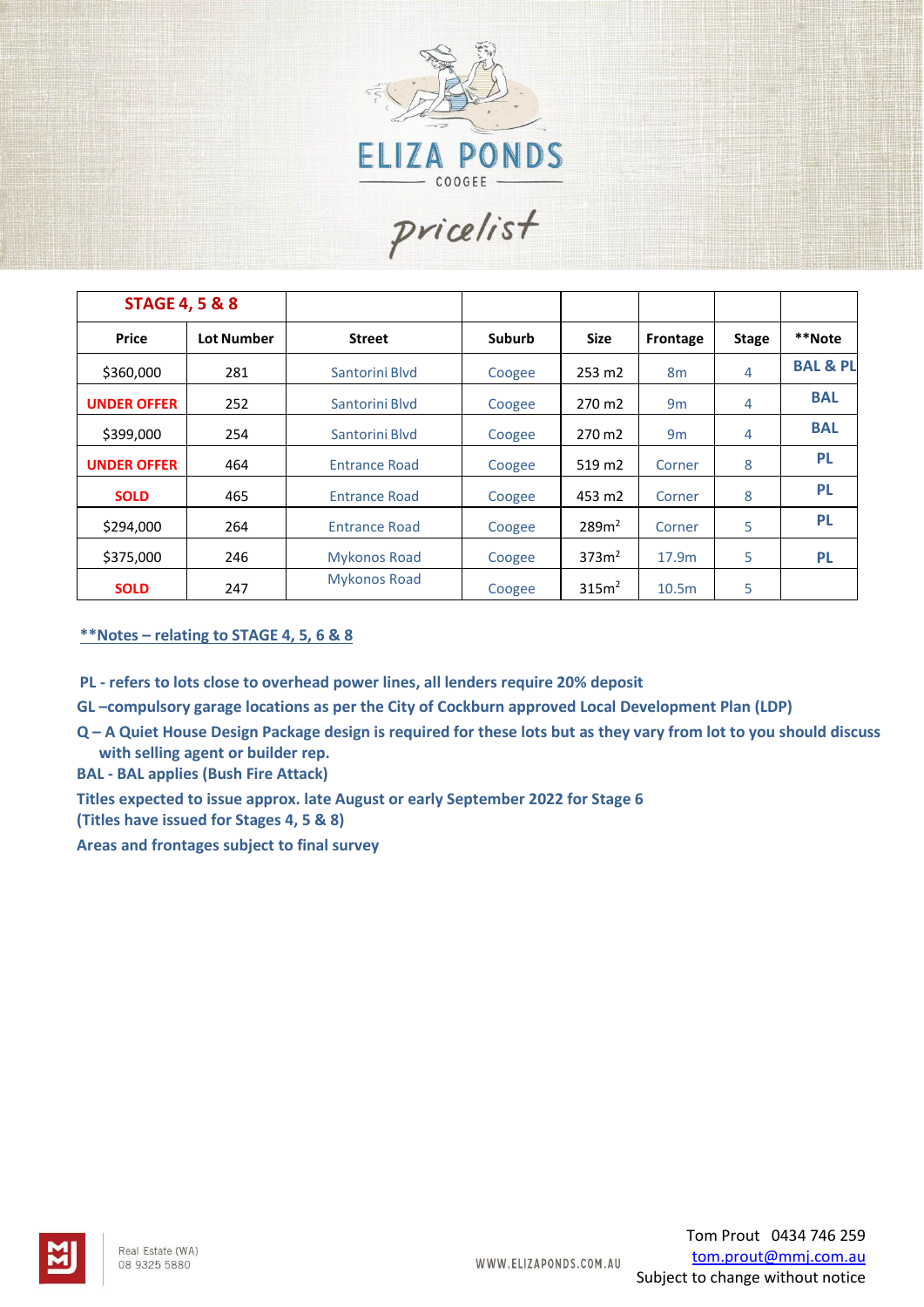# ELIZA PONDS

COOGEE

*pricelist*

| STAGE 4, 5 & 8 | | | | | | | |
|---|---|---|---|---|---|---|---|
| Price | Lot Number | Street | Suburb | Size | Frontage | Stage | **Note |
| $360,000 | 281 | Santorini Blvd | Coogee | 253 m2 | 8m | 4 | BAL & PL |
| UNDER OFFER | 252 | Santorini Blvd | Coogee | 270 m2 | 9m | 4 | BAL |
| $399,000 | 254 | Santorini Blvd | Coogee | 270 m2 | 9m | 4 | BAL |
| UNDER OFFER | 464 | Entrance Road | Coogee | 519 m2 | Corner | 8 | PL |
| SOLD | 465 | Entrance Road | Coogee | 453 m2 | Corner | 8 | PL |
| $294,000 | 264 | Entrance Road | Coogee | 289m$^2$ | Corner | 5 | PL |
| $375,000 | 246 | Mykonos Road | Coogee | 373m$^2$ | 17.9m | 5 | PL |
| SOLD | 247 | Mykonos Road | Coogee | 315m$^2$ | 10.5m | 5 | |

**Notes – relating to STAGE 4, 5, 6 & 8**

**PL - refers to lots close to overhead power lines, all lenders require 20% deposit**

**GL –compulsory garage locations as per the City of Cockburn approved Local Development Plan (LDP)**

**Q – A Quiet House Design Package design is required for these lots but as they vary from lot to you should discuss with selling agent or builder rep.**

**BAL - BAL applies (Bush Fire Attack)**

**Titles expected to issue approx. late August or early September 2022 for Stage 6**
**(Titles have issued for Stages 4, 5 & 8)**

**Areas and frontages subject to final survey**

Real Estate (WA)
08 9325 5880

WWW.ELIZAPONDS.COM.AU

Tom Prout 0434 746 259
tom.prout@mmj.com.au
Subject to change without notice